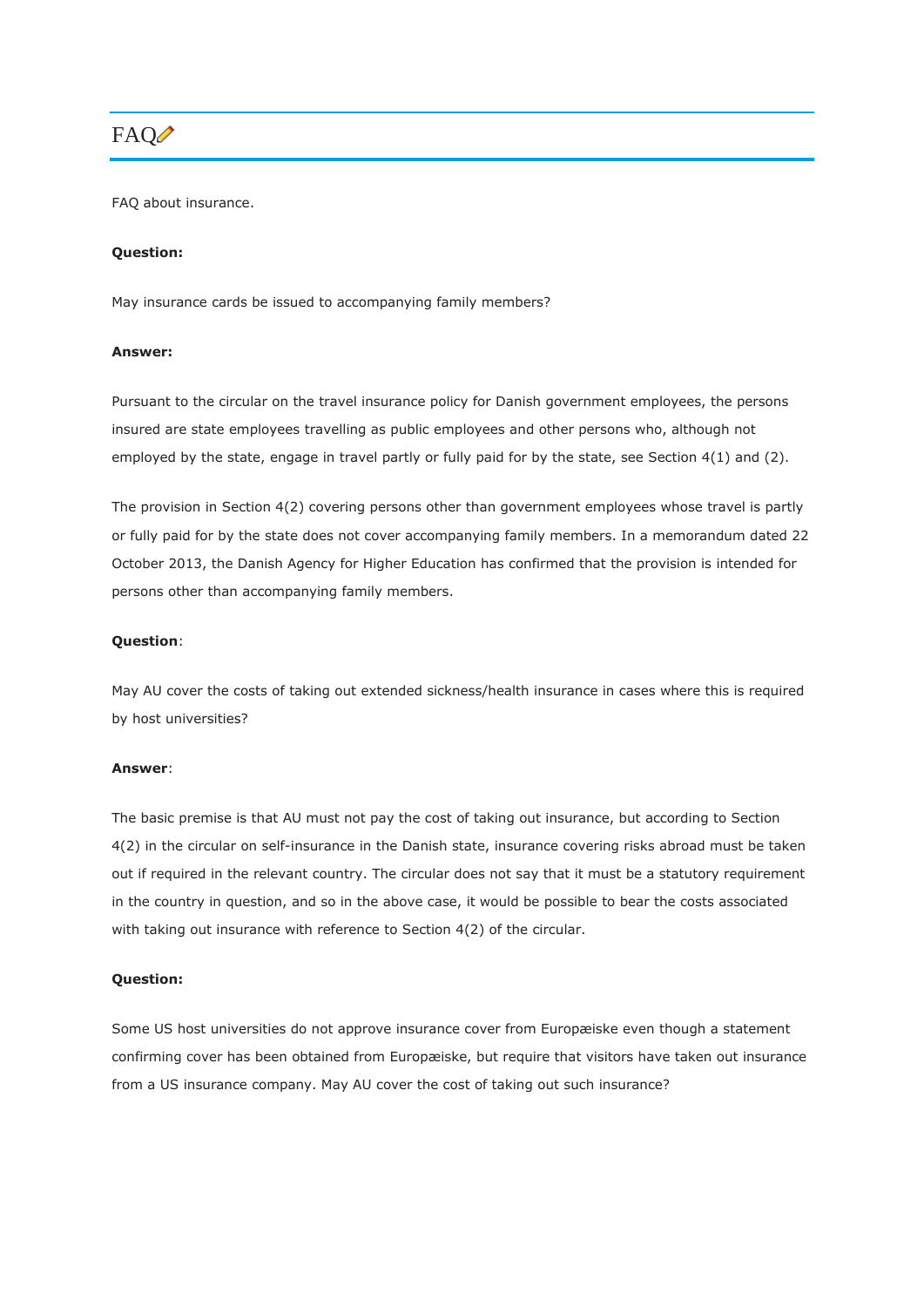# FAQ✏️

FAQ about insurance.

**Question:**

May insurance cards be issued to accompanying family members?

**Answer:**

Pursuant to the circular on the travel insurance policy for Danish government employees, the persons insured are state employees travelling as public employees and other persons who, although not employed by the state, engage in travel partly or fully paid for by the state, see Section 4(1) and (2).

The provision in Section 4(2) covering persons other than government employees whose travel is partly or fully paid for by the state does not cover accompanying family members. In a memorandum dated 22 October 2013, the Danish Agency for Higher Education has confirmed that the provision is intended for persons other than accompanying family members.

**Question**:

May AU cover the costs of taking out extended sickness/health insurance in cases where this is required by host universities?

**Answer**:

The basic premise is that AU must not pay the cost of taking out insurance, but according to Section 4(2) in the circular on self-insurance in the Danish state, insurance covering risks abroad must be taken out if required in the relevant country. The circular does not say that it must be a statutory requirement in the country in question, and so in the above case, it would be possible to bear the costs associated with taking out insurance with reference to Section 4(2) of the circular.

**Question:**

Some US host universities do not approve insurance cover from Europæiske even though a statement confirming cover has been obtained from Europæiske, but require that visitors have taken out insurance from a US insurance company. May AU cover the cost of taking out such insurance?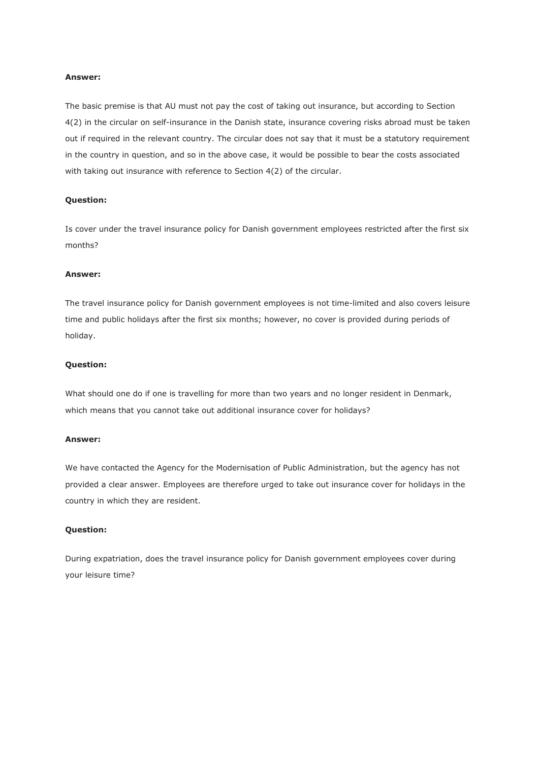**Answer:**

The basic premise is that AU must not pay the cost of taking out insurance, but according to Section 4(2) in the circular on self-insurance in the Danish state, insurance covering risks abroad must be taken out if required in the relevant country. The circular does not say that it must be a statutory requirement in the country in question, and so in the above case, it would be possible to bear the costs associated with taking out insurance with reference to Section 4(2) of the circular.

**Question:**

Is cover under the travel insurance policy for Danish government employees restricted after the first six months?

**Answer:**

The travel insurance policy for Danish government employees is not time-limited and also covers leisure time and public holidays after the first six months; however, no cover is provided during periods of holiday.

**Question:**

What should one do if one is travelling for more than two years and no longer resident in Denmark, which means that you cannot take out additional insurance cover for holidays?

**Answer:**

We have contacted the Agency for the Modernisation of Public Administration, but the agency has not provided a clear answer. Employees are therefore urged to take out insurance cover for holidays in the country in which they are resident.

**Question:**

During expatriation, does the travel insurance policy for Danish government employees cover during your leisure time?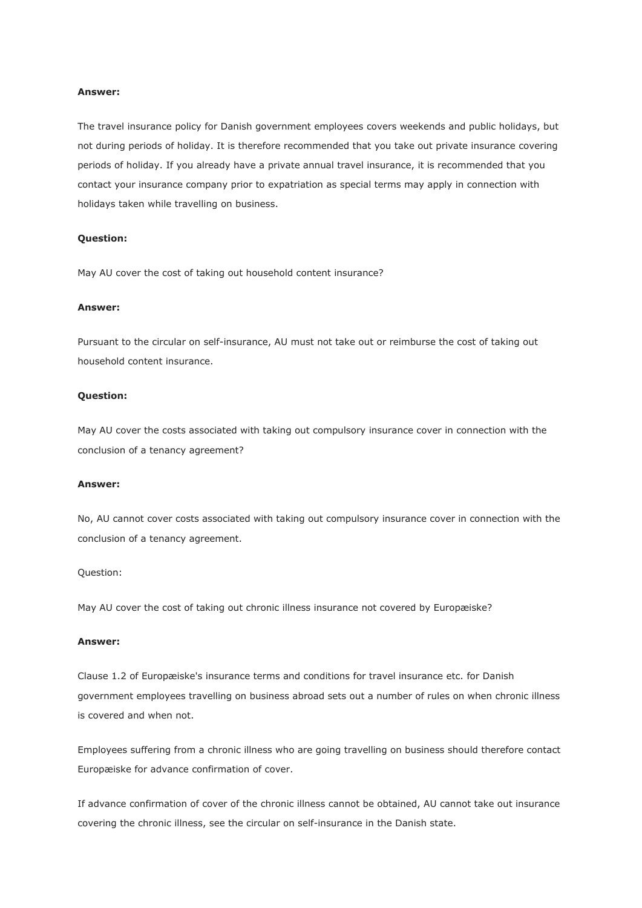**Answer:**

The travel insurance policy for Danish government employees covers weekends and public holidays, but not during periods of holiday. It is therefore recommended that you take out private insurance covering periods of holiday. If you already have a private annual travel insurance, it is recommended that you contact your insurance company prior to expatriation as special terms may apply in connection with holidays taken while travelling on business.

**Question:**

May AU cover the cost of taking out household content insurance?

**Answer:**

Pursuant to the circular on self-insurance, AU must not take out or reimburse the cost of taking out household content insurance.

**Question:**

May AU cover the costs associated with taking out compulsory insurance cover in connection with the conclusion of a tenancy agreement?

**Answer:**

No, AU cannot cover costs associated with taking out compulsory insurance cover in connection with the conclusion of a tenancy agreement.

Question:

May AU cover the cost of taking out chronic illness insurance not covered by Europæiske?

**Answer:**

Clause 1.2 of Europæiske's insurance terms and conditions for travel insurance etc. for Danish government employees travelling on business abroad sets out a number of rules on when chronic illness is covered and when not.

Employees suffering from a chronic illness who are going travelling on business should therefore contact Europæiske for advance confirmation of cover.

If advance confirmation of cover of the chronic illness cannot be obtained, AU cannot take out insurance covering the chronic illness, see the circular on self-insurance in the Danish state.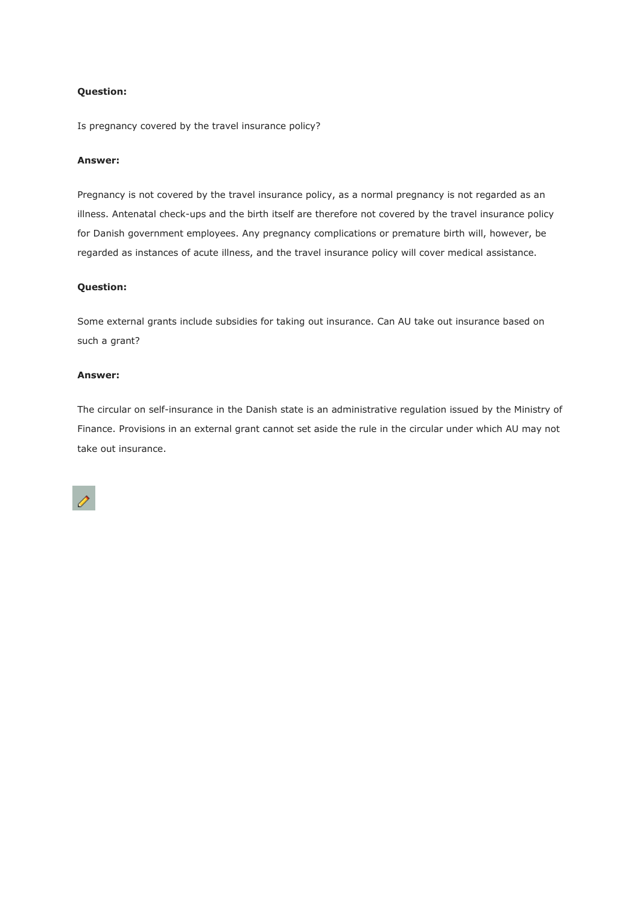**Question:**

Is pregnancy covered by the travel insurance policy?

**Answer:**

Pregnancy is not covered by the travel insurance policy, as a normal pregnancy is not regarded as an illness. Antenatal check-ups and the birth itself are therefore not covered by the travel insurance policy for Danish government employees. Any pregnancy complications or premature birth will, however, be regarded as instances of acute illness, and the travel insurance policy will cover medical assistance.

**Question:**

Some external grants include subsidies for taking out insurance. Can AU take out insurance based on such a grant?

**Answer:**

The circular on self-insurance in the Danish state is an administrative regulation issued by the Ministry of Finance. Provisions in an external grant cannot set aside the rule in the circular under which AU may not take out insurance.